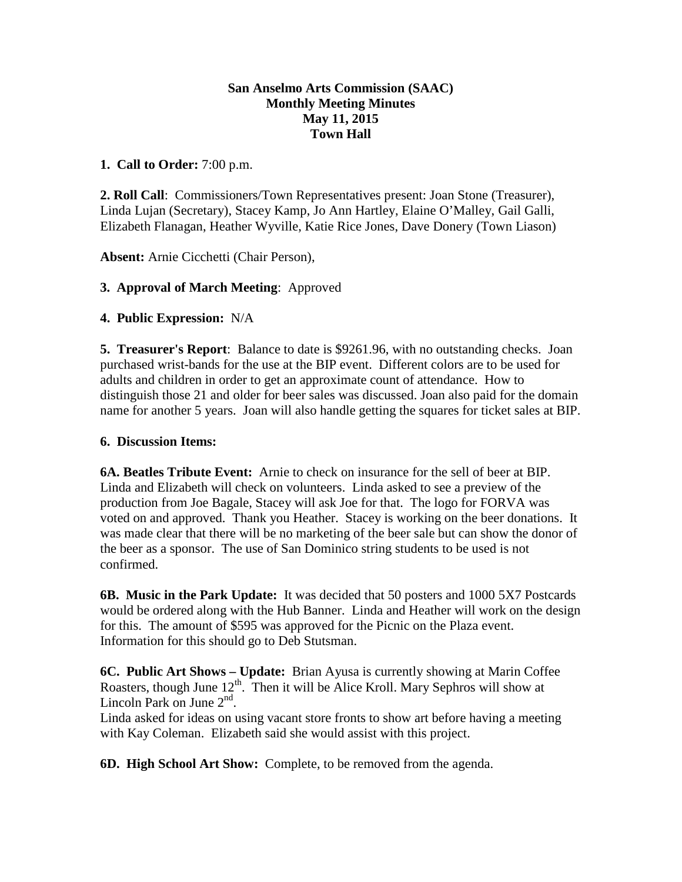**San Anselmo Arts Commission (SAAC)**
**Monthly Meeting Minutes**
**May 11, 2015**
**Town Hall**

**1. Call to Order:** 7:00 p.m.

**2. Roll Call**: Commissioners/Town Representatives present: Joan Stone (Treasurer), Linda Lujan (Secretary), Stacey Kamp, Jo Ann Hartley, Elaine O'Malley, Gail Galli, Elizabeth Flanagan, Heather Wyville, Katie Rice Jones, Dave Donery (Town Liason)

**Absent:** Arnie Cicchetti (Chair Person),

**3. Approval of March Meeting**: Approved

**4. Public Expression:** N/A

**5. Treasurer's Report**: Balance to date is $9261.96, with no outstanding checks. Joan purchased wrist-bands for the use at the BIP event. Different colors are to be used for adults and children in order to get an approximate count of attendance. How to distinguish those 21 and older for beer sales was discussed. Joan also paid for the domain name for another 5 years. Joan will also handle getting the squares for ticket sales at BIP.

**6. Discussion Items:**

**6A. Beatles Tribute Event:** Arnie to check on insurance for the sell of beer at BIP. Linda and Elizabeth will check on volunteers. Linda asked to see a preview of the production from Joe Bagale, Stacey will ask Joe for that. The logo for FORVA was voted on and approved. Thank you Heather. Stacey is working on the beer donations. It was made clear that there will be no marketing of the beer sale but can show the donor of the beer as a sponsor. The use of San Dominico string students to be used is not confirmed.

**6B. Music in the Park Update:** It was decided that 50 posters and 1000 5X7 Postcards would be ordered along with the Hub Banner. Linda and Heather will work on the design for this. The amount of $595 was approved for the Picnic on the Plaza event. Information for this should go to Deb Stutsman.

**6C. Public Art Shows – Update:** Brian Ayusa is currently showing at Marin Coffee Roasters, though June 12th. Then it will be Alice Kroll. Mary Sephros will show at Lincoln Park on June 2nd.
Linda asked for ideas on using vacant store fronts to show art before having a meeting with Kay Coleman. Elizabeth said she would assist with this project.

**6D. High School Art Show:** Complete, to be removed from the agenda.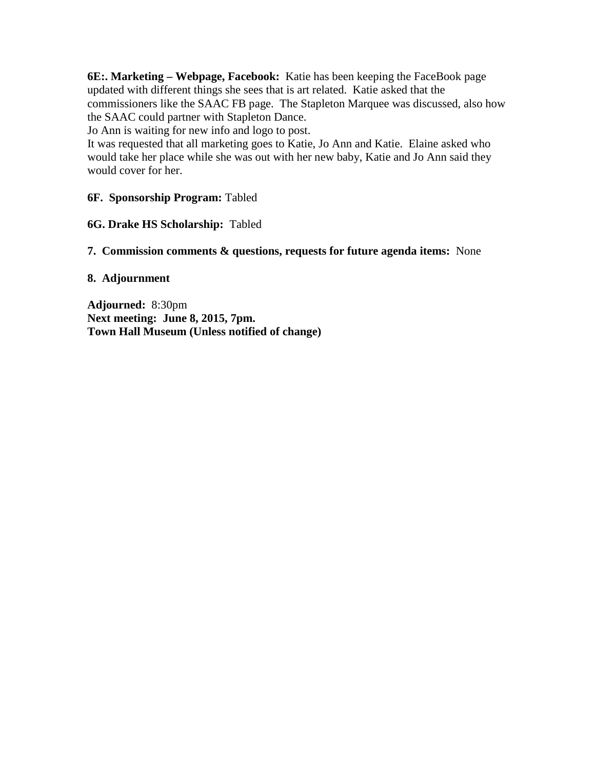**6E:. Marketing – Webpage, Facebook:** Katie has been keeping the FaceBook page updated with different things she sees that is art related. Katie asked that the commissioners like the SAAC FB page. The Stapleton Marquee was discussed, also how the SAAC could partner with Stapleton Dance.
Jo Ann is waiting for new info and logo to post.
It was requested that all marketing goes to Katie, Jo Ann and Katie. Elaine asked who would take her place while she was out with her new baby, Katie and Jo Ann said they would cover for her.

**6F. Sponsorship Program:** Tabled

**6G. Drake HS Scholarship:** Tabled

**7. Commission comments & questions, requests for future agenda items:** None

**8. Adjournment**

**Adjourned:** 8:30pm
**Next meeting: June 8, 2015, 7pm.**
**Town Hall Museum (Unless notified of change)**